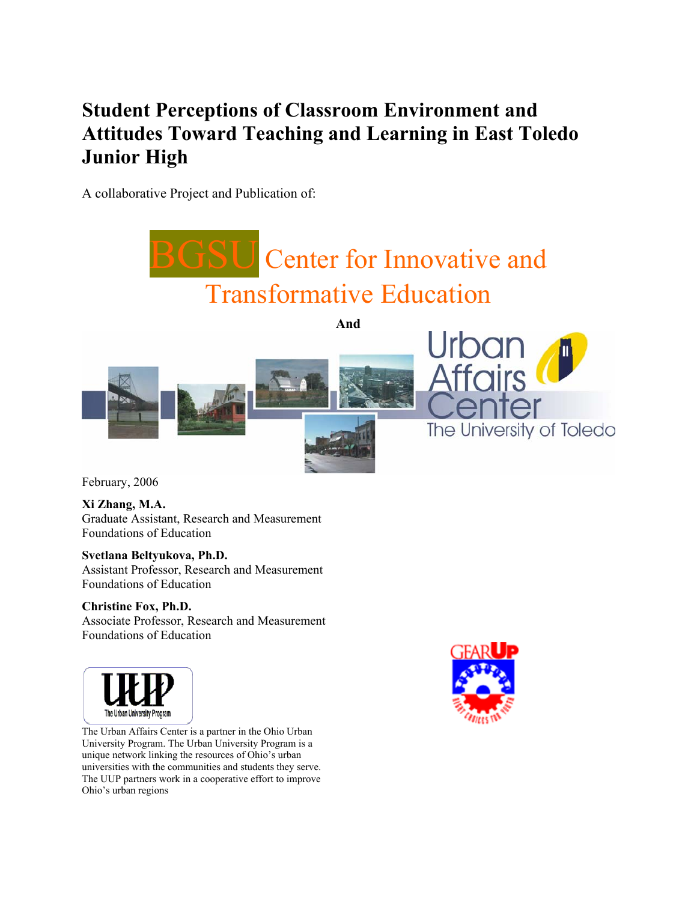# Student Perceptions of Classroom Environment and Attitudes Toward Teaching and Learning in East Toledo Junior High

A collaborative Project and Publication of:

BGSU Center for Innovative and Transformative Education

**And**

Urban Affairs Center
The University of Toledo

February, 2006

**Xi Zhang, M.A.**
Graduate Assistant, Research and Measurement
Foundations of Education

**Svetlana Beltyukova, Ph.D.**
Assistant Professor, Research and Measurement
Foundations of Education

**Christine Fox, Ph.D.**
Associate Professor, Research and Measurement
Foundations of Education

UUP
The Urban University Program

The Urban Affairs Center is a partner in the Ohio Urban University Program. The Urban University Program is a unique network linking the resources of Ohio's urban universities with the communities and students they serve. The UUP partners work in a cooperative effort to improve Ohio's urban regions

GEAR UP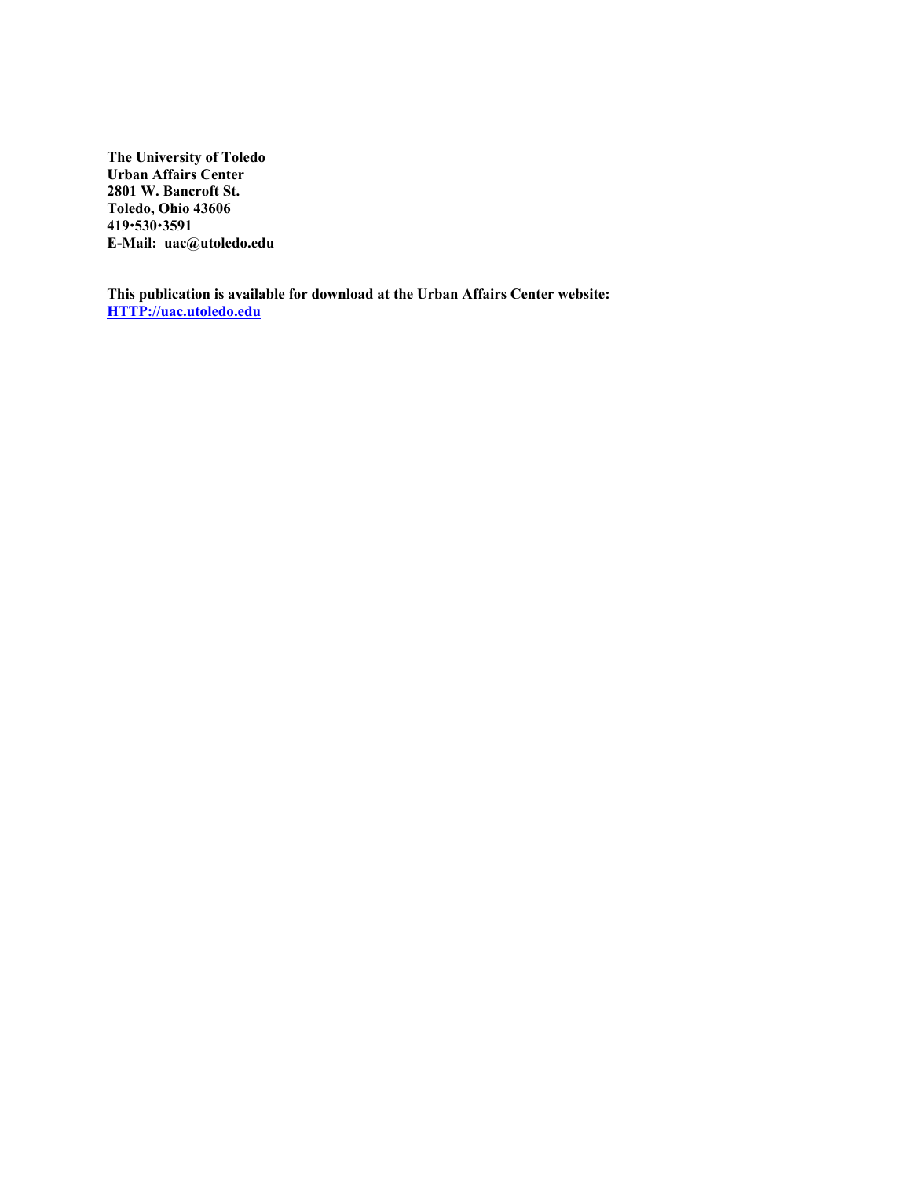**The University of Toledo**
**Urban Affairs Center**
**2801 W. Bancroft St.**
**Toledo, Ohio 43606**
**419•530•3591**
**E-Mail: uac@utoledo.edu**

**This publication is available for download at the Urban Affairs Center website:**
**[HTTP://uac.utoledo.edu](HTTP://uac.utoledo.edu)**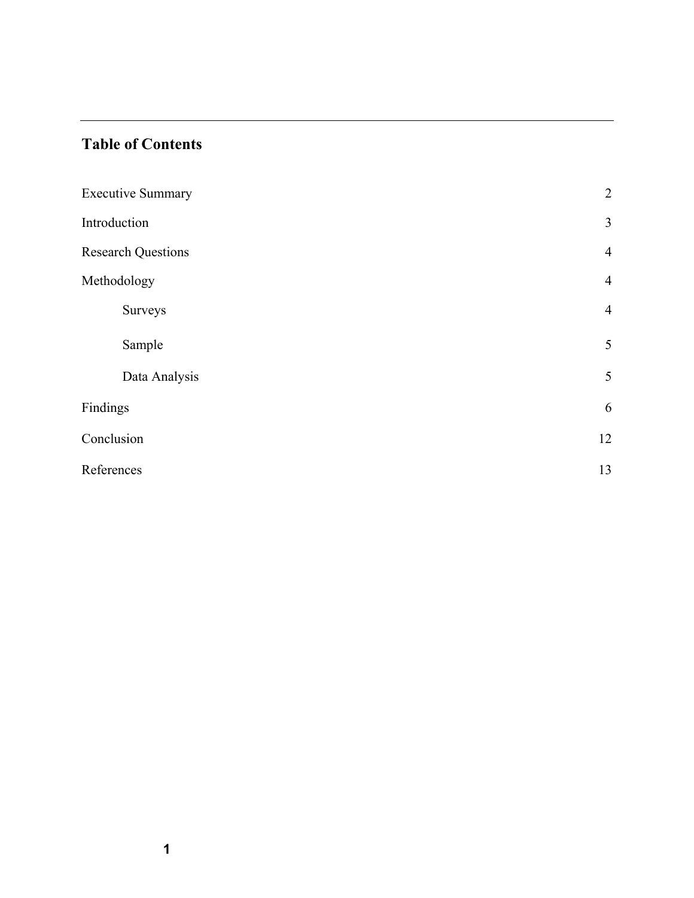## Table of Contents

| | |
|---|---|
| Executive Summary | 2 |
| Introduction | 3 |
| Research Questions | 4 |
| Methodology | 4 |
| Surveys | 4 |
| Sample | 5 |
| Data Analysis | 5 |
| Findings | 6 |
| Conclusion | 12 |
| References | 13 |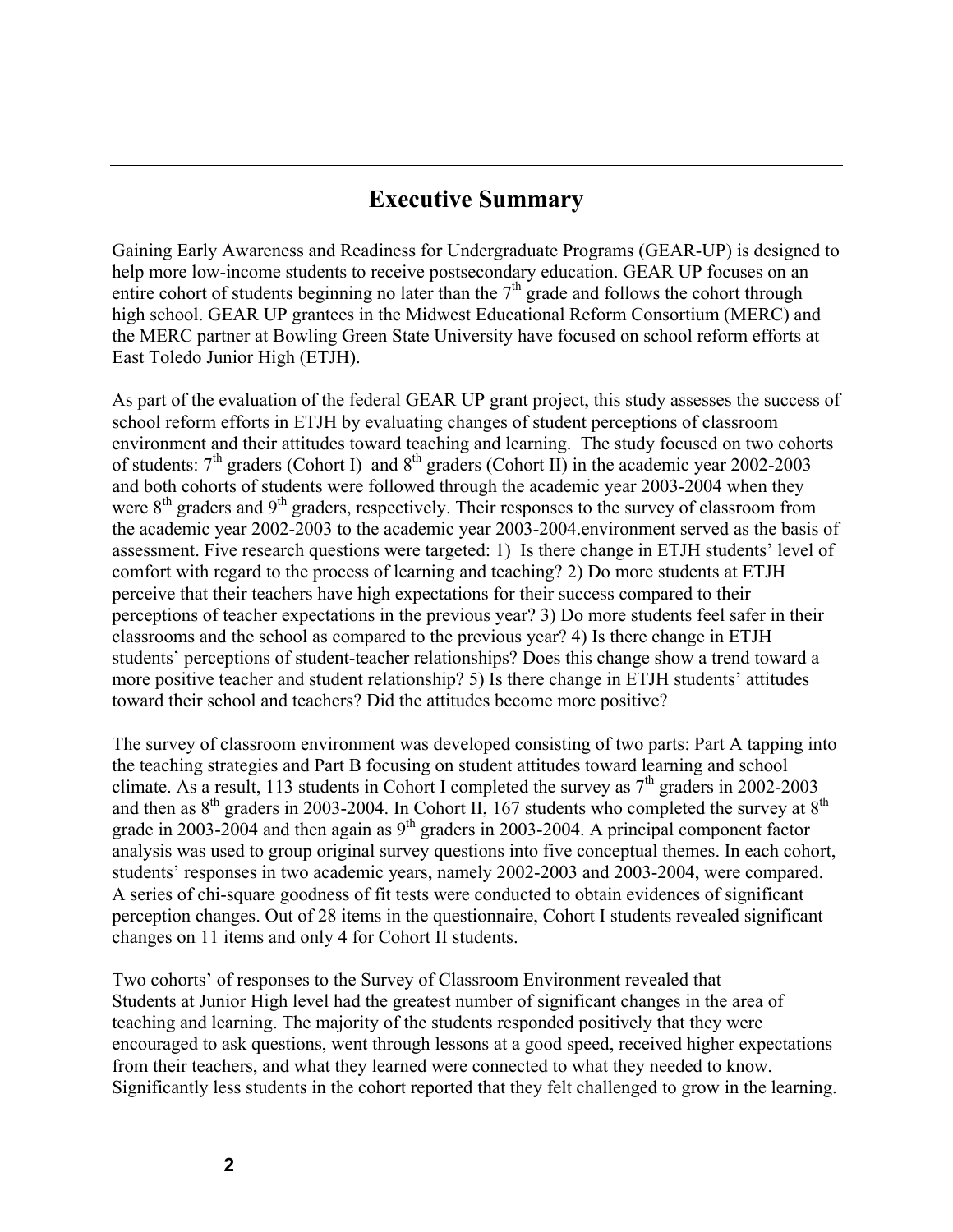## Executive Summary

Gaining Early Awareness and Readiness for Undergraduate Programs (GEAR-UP) is designed to help more low-income students to receive postsecondary education. GEAR UP focuses on an entire cohort of students beginning no later than the 7th grade and follows the cohort through high school. GEAR UP grantees in the Midwest Educational Reform Consortium (MERC) and the MERC partner at Bowling Green State University have focused on school reform efforts at East Toledo Junior High (ETJH).

As part of the evaluation of the federal GEAR UP grant project, this study assesses the success of school reform efforts in ETJH by evaluating changes of student perceptions of classroom environment and their attitudes toward teaching and learning. The study focused on two cohorts of students: 7th graders (Cohort I) and 8th graders (Cohort II) in the academic year 2002-2003 and both cohorts of students were followed through the academic year 2003-2004 when they were 8th graders and 9th graders, respectively. Their responses to the survey of classroom from the academic year 2002-2003 to the academic year 2003-2004.environment served as the basis of assessment. Five research questions were targeted: 1) Is there change in ETJH students' level of comfort with regard to the process of learning and teaching? 2) Do more students at ETJH perceive that their teachers have high expectations for their success compared to their perceptions of teacher expectations in the previous year? 3) Do more students feel safer in their classrooms and the school as compared to the previous year? 4) Is there change in ETJH students' perceptions of student-teacher relationships? Does this change show a trend toward a more positive teacher and student relationship? 5) Is there change in ETJH students' attitudes toward their school and teachers? Did the attitudes become more positive?

The survey of classroom environment was developed consisting of two parts: Part A tapping into the teaching strategies and Part B focusing on student attitudes toward learning and school climate. As a result, 113 students in Cohort I completed the survey as 7th graders in 2002-2003 and then as 8th graders in 2003-2004. In Cohort II, 167 students who completed the survey at 8th grade in 2003-2004 and then again as 9th graders in 2003-2004. A principal component factor analysis was used to group original survey questions into five conceptual themes. In each cohort, students' responses in two academic years, namely 2002-2003 and 2003-2004, were compared. A series of chi-square goodness of fit tests were conducted to obtain evidences of significant perception changes. Out of 28 items in the questionnaire, Cohort I students revealed significant changes on 11 items and only 4 for Cohort II students.

Two cohorts' of responses to the Survey of Classroom Environment revealed that Students at Junior High level had the greatest number of significant changes in the area of teaching and learning. The majority of the students responded positively that they were encouraged to ask questions, went through lessons at a good speed, received higher expectations from their teachers, and what they learned were connected to what they needed to know. Significantly less students in the cohort reported that they felt challenged to grow in the learning.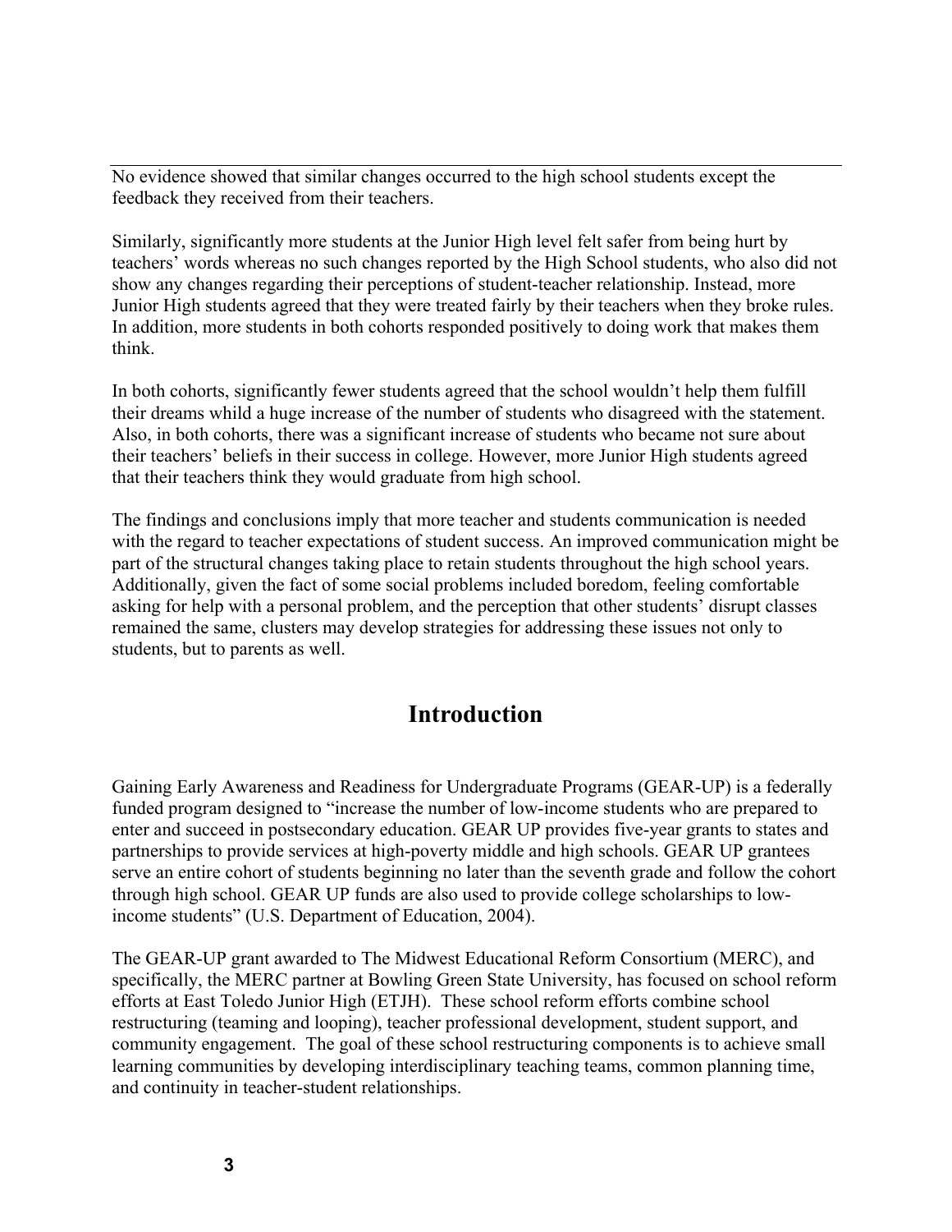No evidence showed that similar changes occurred to the high school students except the feedback they received from their teachers.

Similarly, significantly more students at the Junior High level felt safer from being hurt by teachers' words whereas no such changes reported by the High School students, who also did not show any changes regarding their perceptions of student-teacher relationship. Instead, more Junior High students agreed that they were treated fairly by their teachers when they broke rules. In addition, more students in both cohorts responded positively to doing work that makes them think.

In both cohorts, significantly fewer students agreed that the school wouldn't help them fulfill their dreams whild a huge increase of the number of students who disagreed with the statement. Also, in both cohorts, there was a significant increase of students who became not sure about their teachers' beliefs in their success in college. However, more Junior High students agreed that their teachers think they would graduate from high school.

The findings and conclusions imply that more teacher and students communication is needed with the regard to teacher expectations of student success. An improved communication might be part of the structural changes taking place to retain students throughout the high school years. Additionally, given the fact of some social problems included boredom, feeling comfortable asking for help with a personal problem, and the perception that other students' disrupt classes remained the same, clusters may develop strategies for addressing these issues not only to students, but to parents as well.

# Introduction

Gaining Early Awareness and Readiness for Undergraduate Programs (GEAR-UP) is a federally funded program designed to "increase the number of low-income students who are prepared to enter and succeed in postsecondary education. GEAR UP provides five-year grants to states and partnerships to provide services at high-poverty middle and high schools. GEAR UP grantees serve an entire cohort of students beginning no later than the seventh grade and follow the cohort through high school. GEAR UP funds are also used to provide college scholarships to low-income students" (U.S. Department of Education, 2004).

The GEAR-UP grant awarded to The Midwest Educational Reform Consortium (MERC), and specifically, the MERC partner at Bowling Green State University, has focused on school reform efforts at East Toledo Junior High (ETJH). These school reform efforts combine school restructuring (teaming and looping), teacher professional development, student support, and community engagement. The goal of these school restructuring components is to achieve small learning communities by developing interdisciplinary teaching teams, common planning time, and continuity in teacher-student relationships.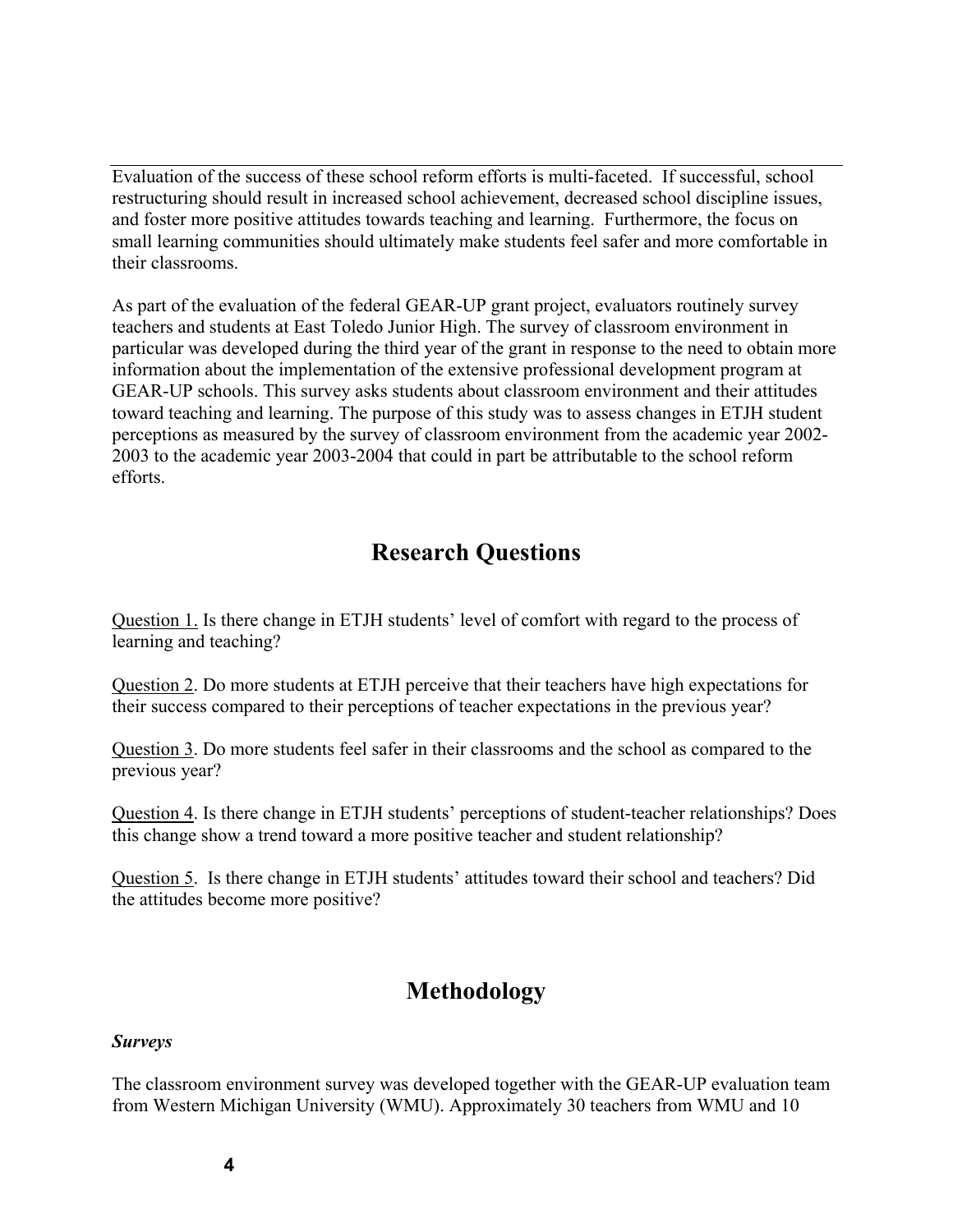Evaluation of the success of these school reform efforts is multi-faceted. If successful, school restructuring should result in increased school achievement, decreased school discipline issues, and foster more positive attitudes towards teaching and learning. Furthermore, the focus on small learning communities should ultimately make students feel safer and more comfortable in their classrooms.

As part of the evaluation of the federal GEAR-UP grant project, evaluators routinely survey teachers and students at East Toledo Junior High. The survey of classroom environment in particular was developed during the third year of the grant in response to the need to obtain more information about the implementation of the extensive professional development program at GEAR-UP schools. This survey asks students about classroom environment and their attitudes toward teaching and learning. The purpose of this study was to assess changes in ETJH student perceptions as measured by the survey of classroom environment from the academic year 2002-2003 to the academic year 2003-2004 that could in part be attributable to the school reform efforts.

## Research Questions

<u>Question 1.</u> Is there change in ETJH students' level of comfort with regard to the process of learning and teaching?

<u>Question 2</u>. Do more students at ETJH perceive that their teachers have high expectations for their success compared to their perceptions of teacher expectations in the previous year?

<u>Question 3</u>. Do more students feel safer in their classrooms and the school as compared to the previous year?

<u>Question 4</u>. Is there change in ETJH students' perceptions of student-teacher relationships? Does this change show a trend toward a more positive teacher and student relationship?

<u>Question 5</u>. Is there change in ETJH students' attitudes toward their school and teachers? Did the attitudes become more positive?

## Methodology

***Surveys***

The classroom environment survey was developed together with the GEAR-UP evaluation team from Western Michigan University (WMU). Approximately 30 teachers from WMU and 10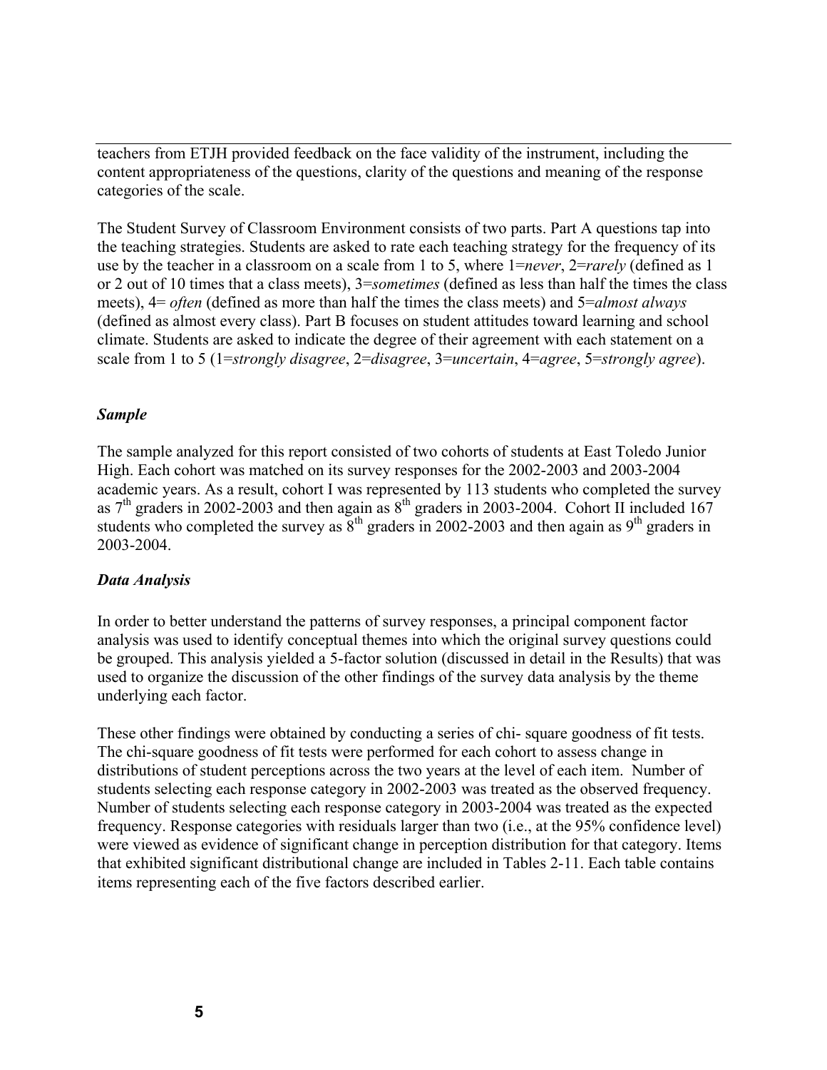teachers from ETJH provided feedback on the face validity of the instrument, including the content appropriateness of the questions, clarity of the questions and meaning of the response categories of the scale.

The Student Survey of Classroom Environment consists of two parts. Part A questions tap into the teaching strategies. Students are asked to rate each teaching strategy for the frequency of its use by the teacher in a classroom on a scale from 1 to 5, where 1=*never*, 2=*rarely* (defined as 1 or 2 out of 10 times that a class meets), 3=*sometimes* (defined as less than half the times the class meets), 4= *often* (defined as more than half the times the class meets) and 5=*almost always* (defined as almost every class). Part B focuses on student attitudes toward learning and school climate. Students are asked to indicate the degree of their agreement with each statement on a scale from 1 to 5 (1=*strongly disagree*, 2=*disagree*, 3=*uncertain*, 4=*agree*, 5=*strongly agree*).

### *Sample*

The sample analyzed for this report consisted of two cohorts of students at East Toledo Junior High. Each cohort was matched on its survey responses for the 2002-2003 and 2003-2004 academic years. As a result, cohort I was represented by 113 students who completed the survey as 7th graders in 2002-2003 and then again as 8th graders in 2003-2004. Cohort II included 167 students who completed the survey as 8th graders in 2002-2003 and then again as 9th graders in 2003-2004.

### *Data Analysis*

In order to better understand the patterns of survey responses, a principal component factor analysis was used to identify conceptual themes into which the original survey questions could be grouped. This analysis yielded a 5-factor solution (discussed in detail in the Results) that was used to organize the discussion of the other findings of the survey data analysis by the theme underlying each factor.

These other findings were obtained by conducting a series of chi- square goodness of fit tests. The chi-square goodness of fit tests were performed for each cohort to assess change in distributions of student perceptions across the two years at the level of each item. Number of students selecting each response category in 2002-2003 was treated as the observed frequency. Number of students selecting each response category in 2003-2004 was treated as the expected frequency. Response categories with residuals larger than two (i.e., at the 95% confidence level) were viewed as evidence of significant change in perception distribution for that category. Items that exhibited significant distributional change are included in Tables 2-11. Each table contains items representing each of the five factors described earlier.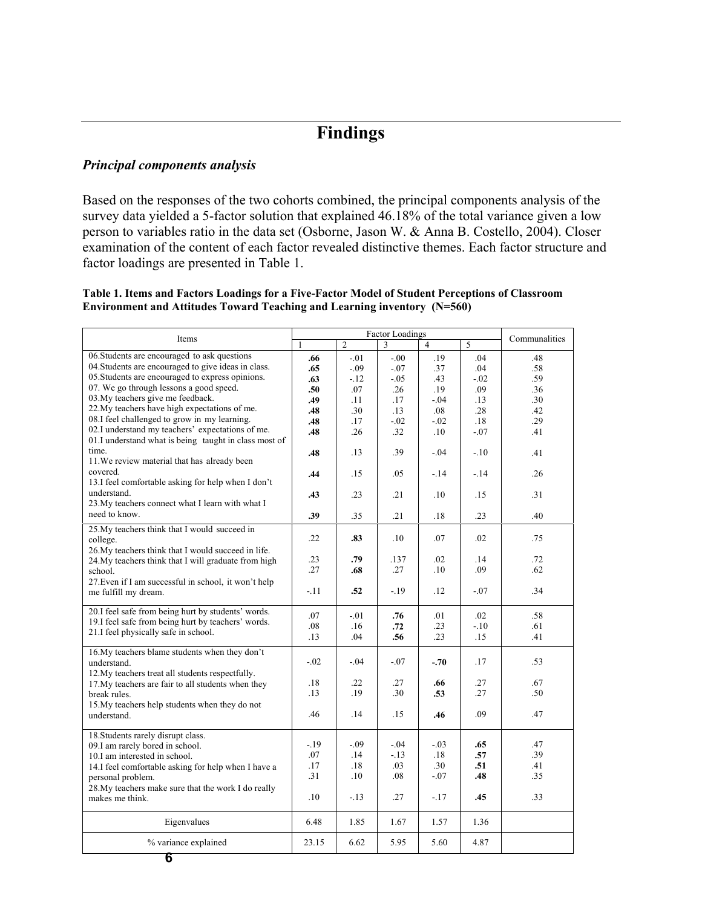# Findings

### *Principal components analysis*

Based on the responses of the two cohorts combined, the principal components analysis of the survey data yielded a 5-factor solution that explained 46.18% of the total variance given a low person to variables ratio in the data set (Osborne, Jason W. & Anna B. Costello, 2004). Closer examination of the content of each factor revealed distinctive themes. Each factor structure and factor loadings are presented in Table 1.

**Table 1. Items and Factors Loadings for a Five-Factor Model of Student Perceptions of Classroom Environment and Attitudes Toward Teaching and Learning inventory (N=560)**

| Items | Factor Loadings | | | | | Communalities |
|---|---|---|---|---|---|---|
| | 1 | 2 | 3 | 4 | 5 | |
| 06.Students are encouraged to ask questions | **.66** | -.01 | -.00 | .19 | .04 | .48 |
| 04.Students are encouraged to give ideas in class. | **.65** | -.09 | -.07 | .37 | .04 | .58 |
| 05.Students are encouraged to express opinions. | **.63** | -.12 | -.05 | .43 | -.02 | .59 |
| 07. We go through lessons a good speed. | **.50** | .07 | .26 | .19 | .09 | .36 |
| 03.My teachers give me feedback. | **.49** | .11 | .17 | -.04 | .13 | .30 |
| 22.My teachers have high expectations of me. | **.48** | .30 | .13 | .08 | .28 | .42 |
| 08.I feel challenged to grow in my learning. | **.48** | .17 | -.02 | -.02 | .18 | .29 |
| 02.I understand my teachers' expectations of me. | **.48** | .26 | .32 | .10 | -.07 | .41 |
| 01.I understand what is being taught in class most of time. | **.48** | .13 | .39 | -.04 | -.10 | .41 |
| 11.We review material that has already been covered. | **.44** | .15 | .05 | -.14 | -.14 | .26 |
| 13.I feel comfortable asking for help when I don't understand. | **.43** | .23 | .21 | .10 | .15 | .31 |
| 23.My teachers connect what I learn with what I need to know. | **.39** | .35 | .21 | .18 | .23 | .40 |
| 25.My teachers think that I would succeed in college. | .22 | **.83** | .10 | .07 | .02 | .75 |
| 26.My teachers think that I would succeed in life. | .23 | **.79** | .137 | .02 | .14 | .72 |
| 24.My teachers think that I will graduate from high school. | .27 | **.68** | .27 | .10 | .09 | .62 |
| 27.Even if I am successful in school, it won't help me fulfill my dream. | -.11 | **.52** | -.19 | .12 | -.07 | .34 |
| 20.I feel safe from being hurt by students' words. | .07 | -.01 | **.76** | .01 | .02 | .58 |
| 19.I feel safe from being hurt by teachers' words. | .08 | .16 | **.72** | .23 | -.10 | .61 |
| 21.I feel physically safe in school. | .13 | .04 | **.56** | .23 | .15 | .41 |
| 16.My teachers blame students when they don't understand. | -.02 | -.04 | -.07 | **-.70** | .17 | .53 |
| 12.My teachers treat all students respectfully. | .18 | .22 | .27 | **.66** | .27 | .67 |
| 17.My teachers are fair to all students when they break rules. | .13 | .19 | .30 | **.53** | .27 | .50 |
| 15.My teachers help students when they do not understand. | .46 | .14 | .15 | **.46** | .09 | .47 |
| 18.Students rarely disrupt class. | -.19 | -.09 | -.04 | -.03 | **.65** | .47 |
| 09.I am rarely bored in school. | .07 | .14 | -.13 | .18 | **.57** | .39 |
| 10.I am interested in school. | .17 | .18 | .03 | .30 | **.51** | .41 |
| 14.I feel comfortable asking for help when I have a personal problem. | .31 | .10 | .08 | -.07 | **.48** | .35 |
| 28.My teachers make sure that the work I do really makes me think. | .10 | -.13 | .27 | -.17 | **.45** | .33 |
| Eigenvalues | 6.48 | 1.85 | 1.67 | 1.57 | 1.36 | |
| % variance explained | 23.15 | 6.62 | 5.95 | 5.60 | 4.87 | |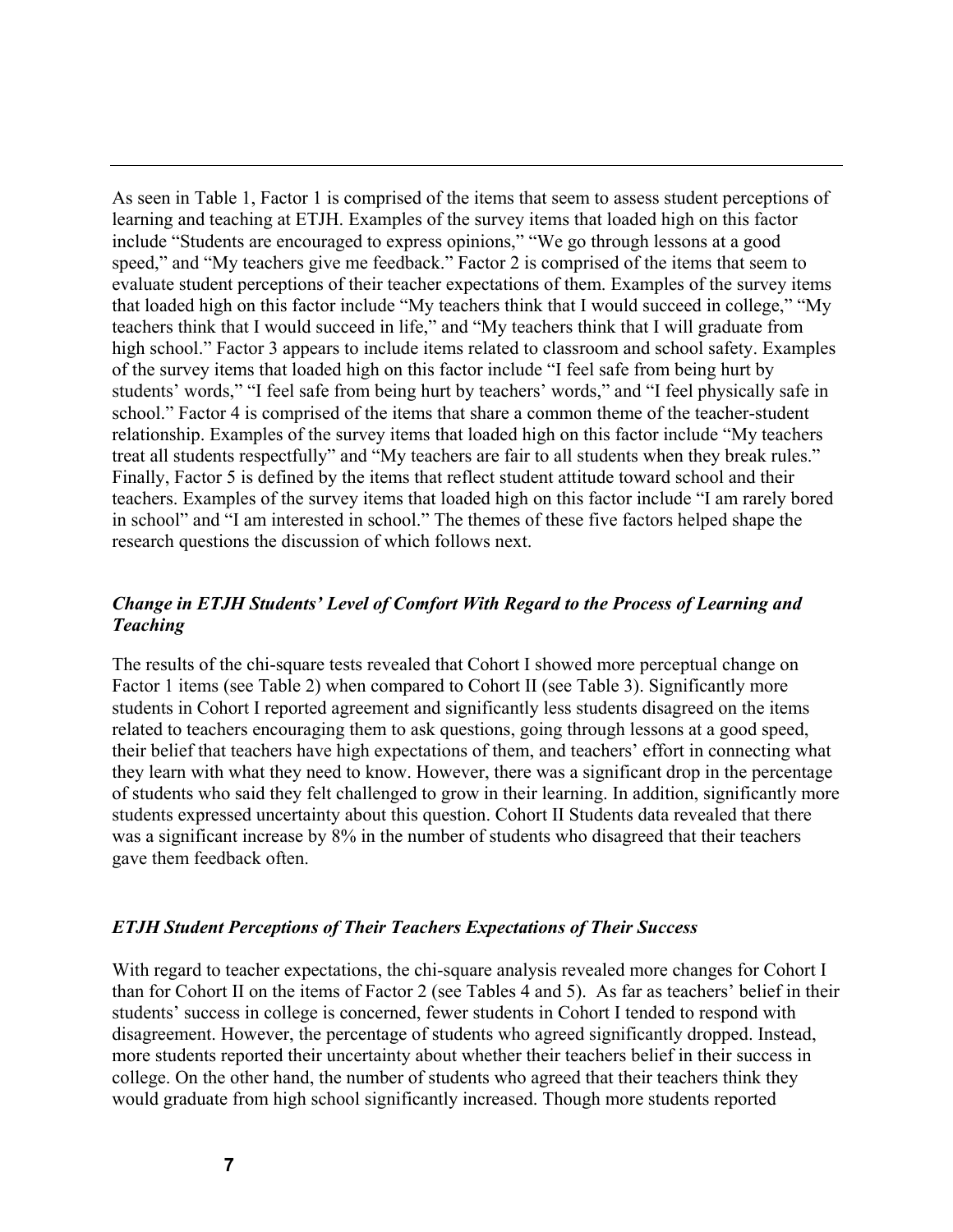As seen in Table 1, Factor 1 is comprised of the items that seem to assess student perceptions of learning and teaching at ETJH. Examples of the survey items that loaded high on this factor include “Students are encouraged to express opinions,” “We go through lessons at a good speed,” and “My teachers give me feedback.” Factor 2 is comprised of the items that seem to evaluate student perceptions of their teacher expectations of them. Examples of the survey items that loaded high on this factor include “My teachers think that I would succeed in college,” “My teachers think that I would succeed in life,” and “My teachers think that I will graduate from high school.” Factor 3 appears to include items related to classroom and school safety. Examples of the survey items that loaded high on this factor include “I feel safe from being hurt by students’ words,” “I feel safe from being hurt by teachers’ words,” and “I feel physically safe in school.” Factor 4 is comprised of the items that share a common theme of the teacher-student relationship. Examples of the survey items that loaded high on this factor include “My teachers treat all students respectfully” and “My teachers are fair to all students when they break rules.” Finally, Factor 5 is defined by the items that reflect student attitude toward school and their teachers. Examples of the survey items that loaded high on this factor include “I am rarely bored in school” and “I am interested in school.” The themes of these five factors helped shape the research questions the discussion of which follows next.

### *Change in ETJH Students’ Level of Comfort With Regard to the Process of Learning and Teaching*

The results of the chi-square tests revealed that Cohort I showed more perceptual change on Factor 1 items (see Table 2) when compared to Cohort II (see Table 3). Significantly more students in Cohort I reported agreement and significantly less students disagreed on the items related to teachers encouraging them to ask questions, going through lessons at a good speed, their belief that teachers have high expectations of them, and teachers’ effort in connecting what they learn with what they need to know. However, there was a significant drop in the percentage of students who said they felt challenged to grow in their learning. In addition, significantly more students expressed uncertainty about this question. Cohort II Students data revealed that there was a significant increase by 8% in the number of students who disagreed that their teachers gave them feedback often.

### *ETJH Student Perceptions of Their Teachers Expectations of Their Success*

With regard to teacher expectations, the chi-square analysis revealed more changes for Cohort I than for Cohort II on the items of Factor 2 (see Tables 4 and 5). As far as teachers’ belief in their students’ success in college is concerned, fewer students in Cohort I tended to respond with disagreement. However, the percentage of students who agreed significantly dropped. Instead, more students reported their uncertainty about whether their teachers belief in their success in college. On the other hand, the number of students who agreed that their teachers think they would graduate from high school significantly increased. Though more students reported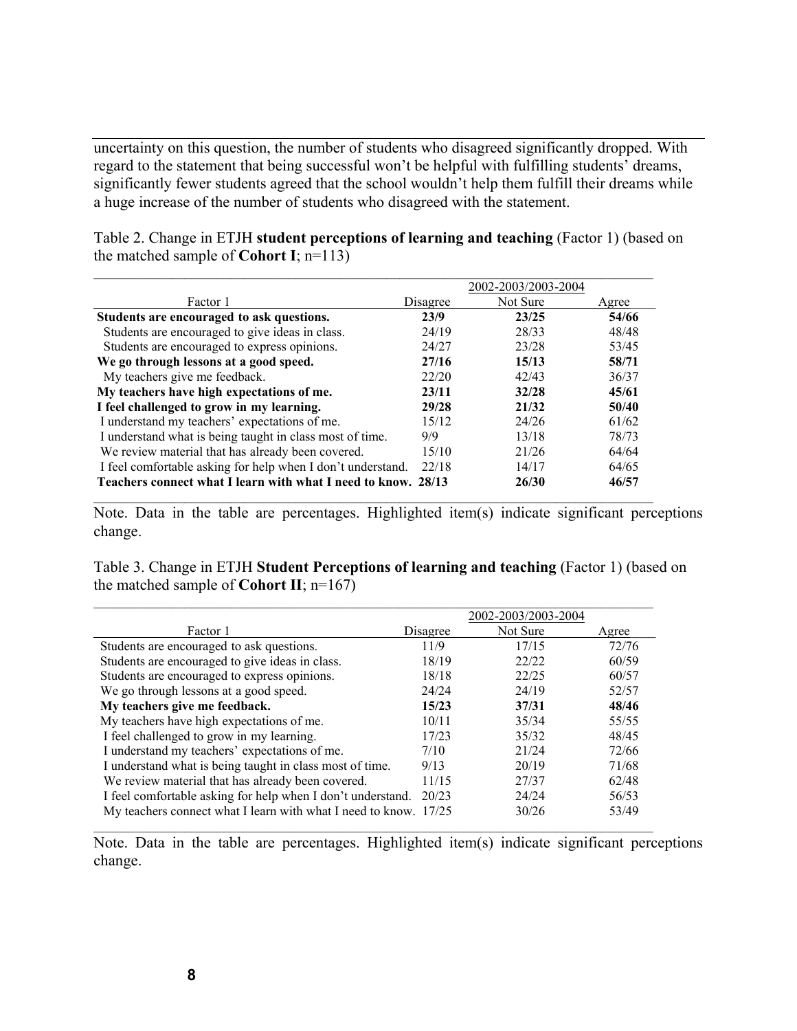uncertainty on this question, the number of students who disagreed significantly dropped. With regard to the statement that being successful won't be helpful with fulfilling students' dreams, significantly fewer students agreed that the school wouldn't help them fulfill their dreams while a huge increase of the number of students who disagreed with the statement.

Table 2. Change in ETJH **student perceptions of learning and teaching** (Factor 1) (based on the matched sample of **Cohort I**; n=113)

| | 2002-2003/2003-2004 | | |
|---|---|---|---|
| Factor 1 | Disagree | Not Sure | Agree |
| **Students are encouraged to ask questions.** | **23/9** | **23/25** | **54/66** |
| Students are encouraged to give ideas in class. | 24/19 | 28/33 | 48/48 |
| Students are encouraged to express opinions. | 24/27 | 23/28 | 53/45 |
| **We go through lessons at a good speed.** | **27/16** | **15/13** | **58/71** |
| My teachers give me feedback. | 22/20 | 42/43 | 36/37 |
| **My teachers have high expectations of me.** | **23/11** | **32/28** | **45/61** |
| **I feel challenged to grow in my learning.** | **29/28** | **21/32** | **50/40** |
| I understand my teachers' expectations of me. | 15/12 | 24/26 | 61/62 |
| I understand what is being taught in class most of time. | 9/9 | 13/18 | 78/73 |
| We review material that has already been covered. | 15/10 | 21/26 | 64/64 |
| I feel comfortable asking for help when I don't understand. | 22/18 | 14/17 | 64/65 |
| **Teachers connect what I learn with what I need to know.** | **28/13** | **26/30** | **46/57** |

Note. Data in the table are percentages. Highlighted item(s) indicate significant perceptions change.

Table 3. Change in ETJH **Student Perceptions of learning and teaching** (Factor 1) (based on the matched sample of **Cohort II**; n=167)

| | 2002-2003/2003-2004 | | |
|---|---|---|---|
| Factor 1 | Disagree | Not Sure | Agree |
| Students are encouraged to ask questions. | 11/9 | 17/15 | 72/76 |
| Students are encouraged to give ideas in class. | 18/19 | 22/22 | 60/59 |
| Students are encouraged to express opinions. | 18/18 | 22/25 | 60/57 |
| We go through lessons at a good speed. | 24/24 | 24/19 | 52/57 |
| **My teachers give me feedback.** | **15/23** | **37/31** | **48/46** |
| My teachers have high expectations of me. | 10/11 | 35/34 | 55/55 |
| I feel challenged to grow in my learning. | 17/23 | 35/32 | 48/45 |
| I understand my teachers' expectations of me. | 7/10 | 21/24 | 72/66 |
| I understand what is being taught in class most of time. | 9/13 | 20/19 | 71/68 |
| We review material that has already been covered. | 11/15 | 27/37 | 62/48 |
| I feel comfortable asking for help when I don't understand. | 20/23 | 24/24 | 56/53 |
| My teachers connect what I learn with what I need to know. | 17/25 | 30/26 | 53/49 |

Note. Data in the table are percentages. Highlighted item(s) indicate significant perceptions change.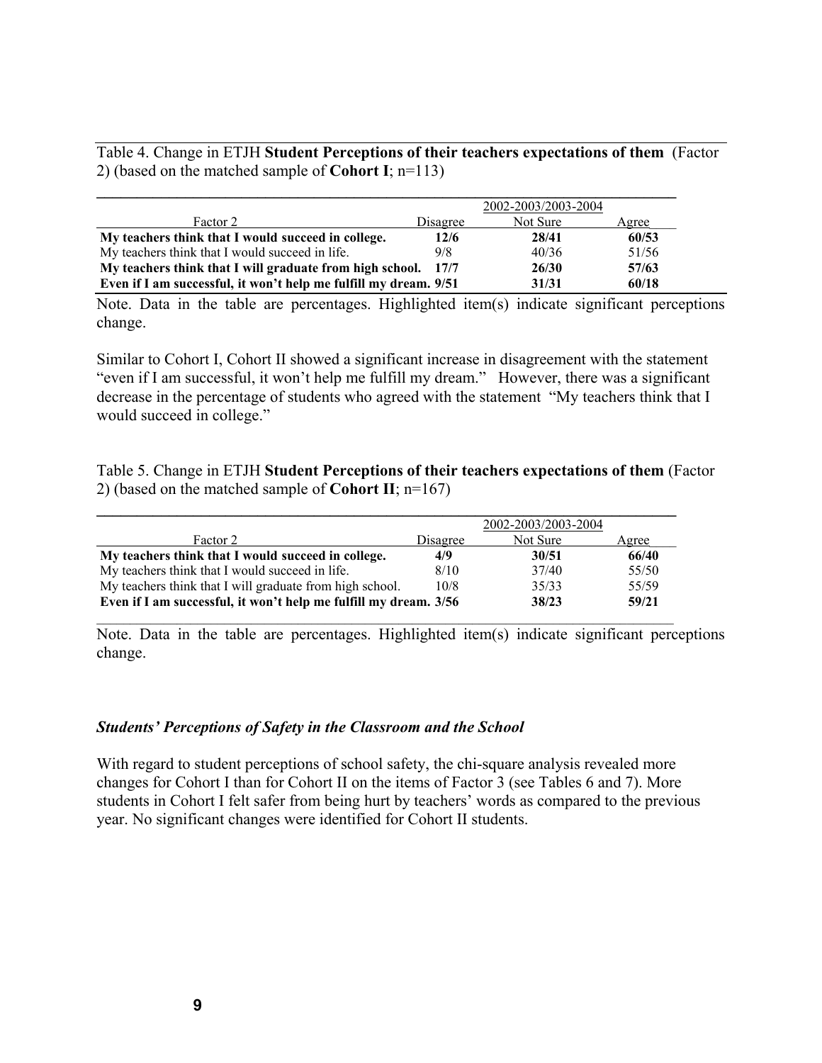Table 4. Change in ETJH **Student Perceptions of their teachers expectations of them** (Factor 2) (based on the matched sample of **Cohort I**; n=113)

| | 2002-2003/2003-2004 | | |
|---|---|---|---|
| Factor 2 | Disagree | Not Sure | Agree |
| **My teachers think that I would succeed in college.** | **12/6** | **28/41** | **60/53** |
| My teachers think that I would succeed in life. | 9/8 | 40/36 | 51/56 |
| **My teachers think that I will graduate from high school.** | **17/7** | **26/30** | **57/63** |
| **Even if I am successful, it won't help me fulfill my dream.** | **9/51** | **31/31** | **60/18** |

Note. Data in the table are percentages. Highlighted item(s) indicate significant perceptions change.

Similar to Cohort I, Cohort II showed a significant increase in disagreement with the statement "even if I am successful, it won't help me fulfill my dream." However, there was a significant decrease in the percentage of students who agreed with the statement "My teachers think that I would succeed in college."

Table 5. Change in ETJH **Student Perceptions of their teachers expectations of them** (Factor 2) (based on the matched sample of **Cohort II**; n=167)

| | 2002-2003/2003-2004 | | |
|---|---|---|---|
| Factor 2 | Disagree | Not Sure | Agree |
| **My teachers think that I would succeed in college.** | **4/9** | **30/51** | **66/40** |
| My teachers think that I would succeed in life. | 8/10 | 37/40 | 55/50 |
| My teachers think that I will graduate from high school. | 10/8 | 35/33 | 55/59 |
| **Even if I am successful, it won't help me fulfill my dream.** | **3/56** | **38/23** | **59/21** |

Note. Data in the table are percentages. Highlighted item(s) indicate significant perceptions change.

### *Students' Perceptions of Safety in the Classroom and the School*

With regard to student perceptions of school safety, the chi-square analysis revealed more changes for Cohort I than for Cohort II on the items of Factor 3 (see Tables 6 and 7). More students in Cohort I felt safer from being hurt by teachers' words as compared to the previous year. No significant changes were identified for Cohort II students.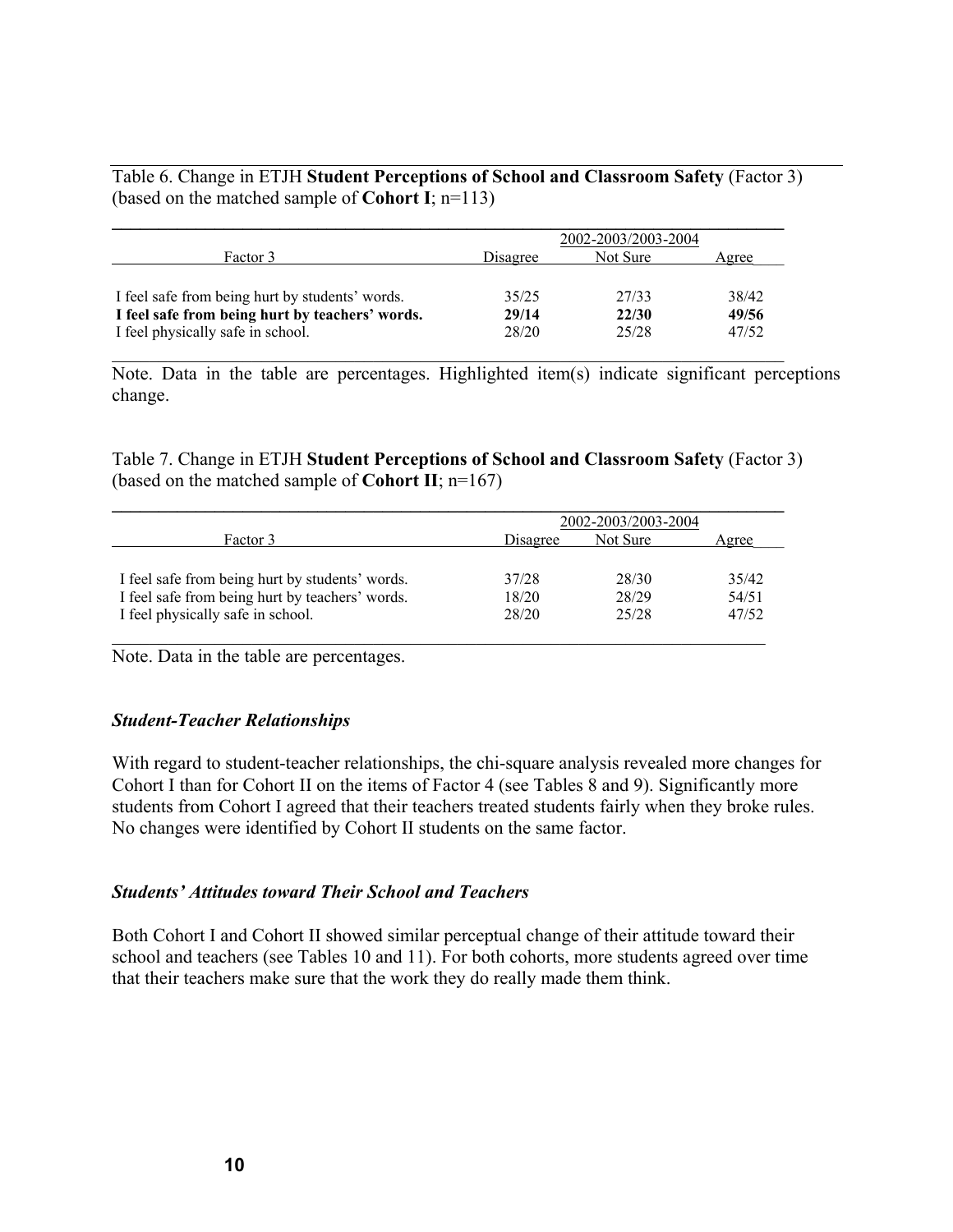Table 6. Change in ETJH **Student Perceptions of School and Classroom Safety** (Factor 3) (based on the matched sample of **Cohort I**; n=113)

| Factor 3 | 2002-2003/2003-2004 Disagree | Not Sure | Agree |
|---|---|---|---|
| I feel safe from being hurt by students' words. | 35/25 | 27/33 | 38/42 |
| **I feel safe from being hurt by teachers' words.** | **29/14** | **22/30** | **49/56** |
| I feel physically safe in school. | 28/20 | 25/28 | 47/52 |

Note. Data in the table are percentages. Highlighted item(s) indicate significant perceptions change.

Table 7. Change in ETJH **Student Perceptions of School and Classroom Safety** (Factor 3) (based on the matched sample of **Cohort II**; n=167)

| Factor 3 | 2002-2003/2003-2004 Disagree | Not Sure | Agree |
|---|---|---|---|
| I feel safe from being hurt by students' words. | 37/28 | 28/30 | 35/42 |
| I feel safe from being hurt by teachers' words. | 18/20 | 28/29 | 54/51 |
| I feel physically safe in school. | 28/20 | 25/28 | 47/52 |

Note. Data in the table are percentages.

### *Student-Teacher Relationships*

With regard to student-teacher relationships, the chi-square analysis revealed more changes for Cohort I than for Cohort II on the items of Factor 4 (see Tables 8 and 9). Significantly more students from Cohort I agreed that their teachers treated students fairly when they broke rules. No changes were identified by Cohort II students on the same factor.

### *Students' Attitudes toward Their School and Teachers*

Both Cohort I and Cohort II showed similar perceptual change of their attitude toward their school and teachers (see Tables 10 and 11). For both cohorts, more students agreed over time that their teachers make sure that the work they do really made them think.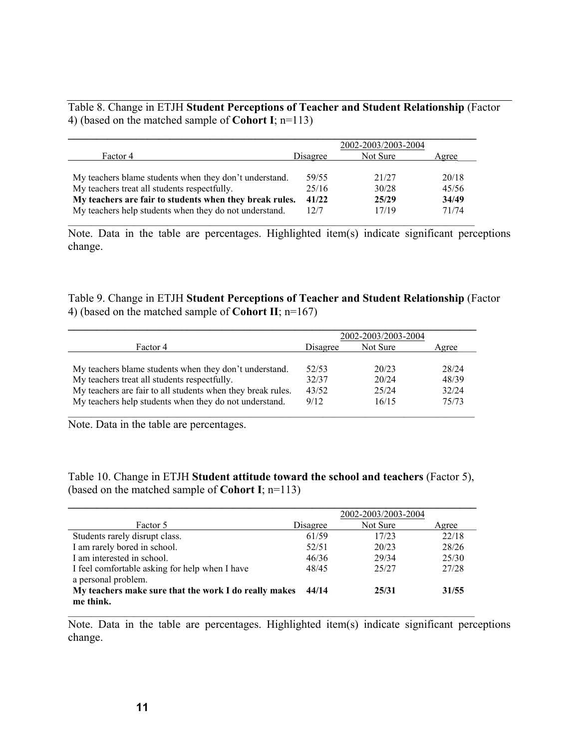Table 8. Change in ETJH **Student Perceptions of Teacher and Student Relationship** (Factor 4) (based on the matched sample of **Cohort I**; n=113)

| | 2002-2003/2003-2004 | | |
|---|---|---|---|
| Factor 4 | Disagree | Not Sure | Agree |
| My teachers blame students when they don't understand. | 59/55 | 21/27 | 20/18 |
| My teachers treat all students respectfully. | 25/16 | 30/28 | 45/56 |
| **My teachers are fair to students when they break rules.** | **41/22** | **25/29** | **34/49** |
| My teachers help students when they do not understand. | 12/7 | 17/19 | 71/74 |

Note. Data in the table are percentages. Highlighted item(s) indicate significant perceptions change.

Table 9. Change in ETJH **Student Perceptions of Teacher and Student Relationship** (Factor 4) (based on the matched sample of **Cohort II**; n=167)

| | 2002-2003/2003-2004 | | |
|---|---|---|---|
| Factor 4 | Disagree | Not Sure | Agree |
| My teachers blame students when they don't understand. | 52/53 | 20/23 | 28/24 |
| My teachers treat all students respectfully. | 32/37 | 20/24 | 48/39 |
| My teachers are fair to all students when they break rules. | 43/52 | 25/24 | 32/24 |
| My teachers help students when they do not understand. | 9/12 | 16/15 | 75/73 |

Note. Data in the table are percentages.

Table 10. Change in ETJH **Student attitude toward the school and teachers** (Factor 5), (based on the matched sample of **Cohort I**; n=113)

| | 2002-2003/2003-2004 | | |
|---|---|---|---|
| Factor 5 | Disagree | Not Sure | Agree |
| Students rarely disrupt class. | 61/59 | 17/23 | 22/18 |
| I am rarely bored in school. | 52/51 | 20/23 | 28/26 |
| I am interested in school. | 46/36 | 29/34 | 25/30 |
| I feel comfortable asking for help when I have a personal problem. | 48/45 | 25/27 | 27/28 |
| **My teachers make sure that the work I do really makes me think.** | **44/14** | **25/31** | **31/55** |

Note. Data in the table are percentages. Highlighted item(s) indicate significant perceptions change.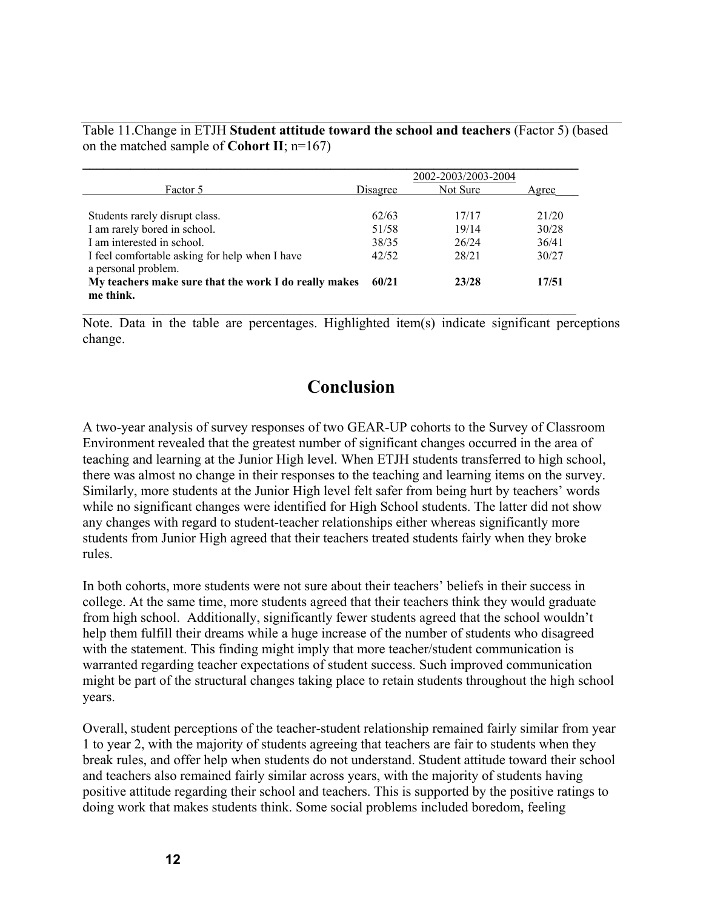Table 11.Change in ETJH **Student attitude toward the school and teachers** (Factor 5) (based on the matched sample of **Cohort II**; n=167)

| Factor 5 | 2002-2003/2003-2004 | | |
|---|---|---|---|
| | Disagree | Not Sure | Agree |
| Students rarely disrupt class. | 62/63 | 17/17 | 21/20 |
| I am rarely bored in school. | 51/58 | 19/14 | 30/28 |
| I am interested in school. | 38/35 | 26/24 | 36/41 |
| I feel comfortable asking for help when I have a personal problem. | 42/52 | 28/21 | 30/27 |
| **My teachers make sure that the work I do really makes me think.** | **60/21** | **23/28** | **17/51** |

Note. Data in the table are percentages. Highlighted item(s) indicate significant perceptions change.

# Conclusion

A two-year analysis of survey responses of two GEAR-UP cohorts to the Survey of Classroom Environment revealed that the greatest number of significant changes occurred in the area of teaching and learning at the Junior High level. When ETJH students transferred to high school, there was almost no change in their responses to the teaching and learning items on the survey. Similarly, more students at the Junior High level felt safer from being hurt by teachers' words while no significant changes were identified for High School students. The latter did not show any changes with regard to student-teacher relationships either whereas significantly more students from Junior High agreed that their teachers treated students fairly when they broke rules.

In both cohorts, more students were not sure about their teachers' beliefs in their success in college. At the same time, more students agreed that their teachers think they would graduate from high school. Additionally, significantly fewer students agreed that the school wouldn't help them fulfill their dreams while a huge increase of the number of students who disagreed with the statement. This finding might imply that more teacher/student communication is warranted regarding teacher expectations of student success. Such improved communication might be part of the structural changes taking place to retain students throughout the high school years.

Overall, student perceptions of the teacher-student relationship remained fairly similar from year 1 to year 2, with the majority of students agreeing that teachers are fair to students when they break rules, and offer help when students do not understand. Student attitude toward their school and teachers also remained fairly similar across years, with the majority of students having positive attitude regarding their school and teachers. This is supported by the positive ratings to doing work that makes students think. Some social problems included boredom, feeling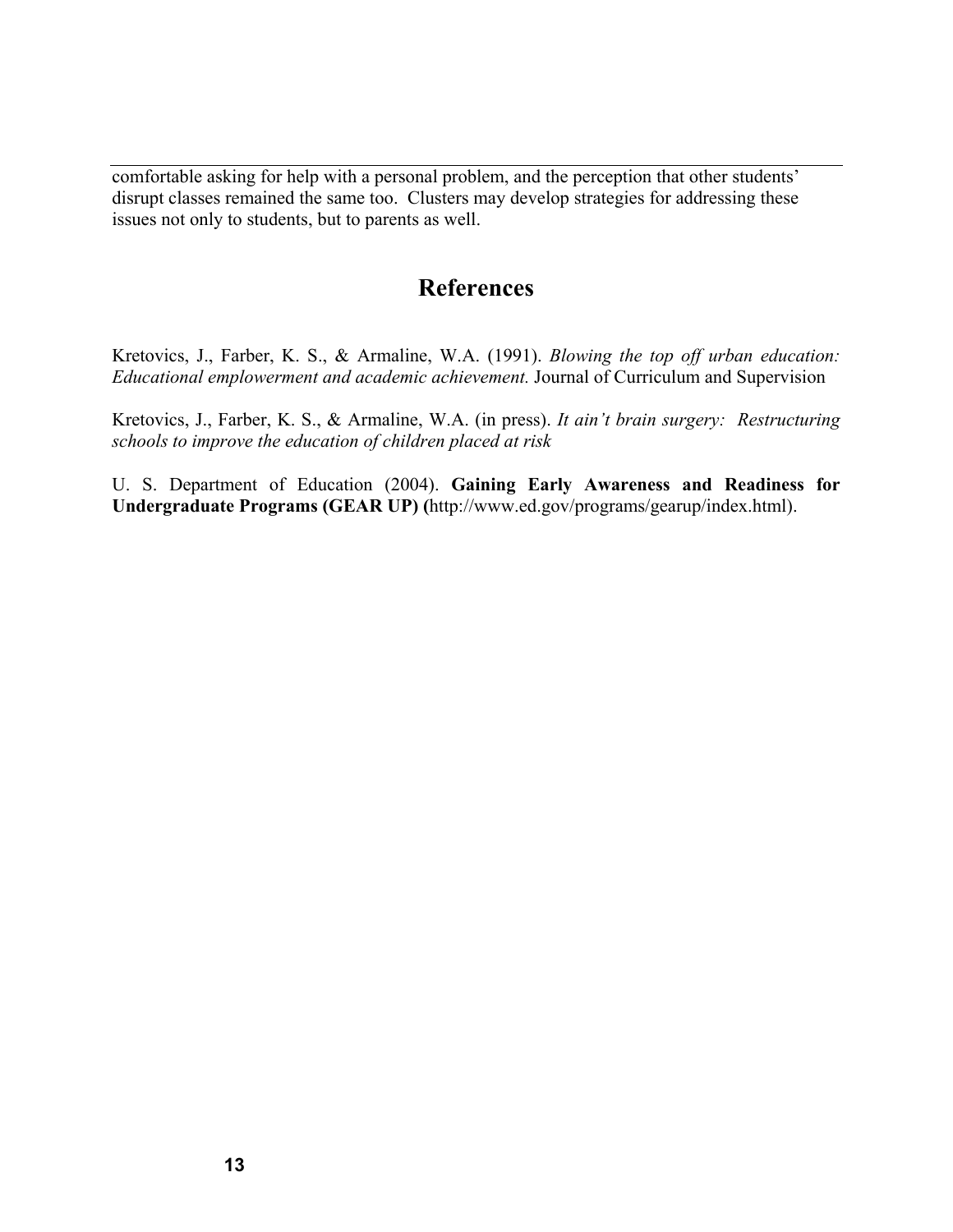comfortable asking for help with a personal problem, and the perception that other students' disrupt classes remained the same too. Clusters may develop strategies for addressing these issues not only to students, but to parents as well.

## References

Kretovics, J., Farber, K. S., & Armaline, W.A. (1991). *Blowing the top off urban education: Educational emplowerment and academic achievement.* Journal of Curriculum and Supervision

Kretovics, J., Farber, K. S., & Armaline, W.A. (in press). *It ain't brain surgery: Restructuring schools to improve the education of children placed at risk*

U. S. Department of Education (2004). **Gaining Early Awareness and Readiness for Undergraduate Programs (GEAR UP) (**http://www.ed.gov/programs/gearup/index.html).